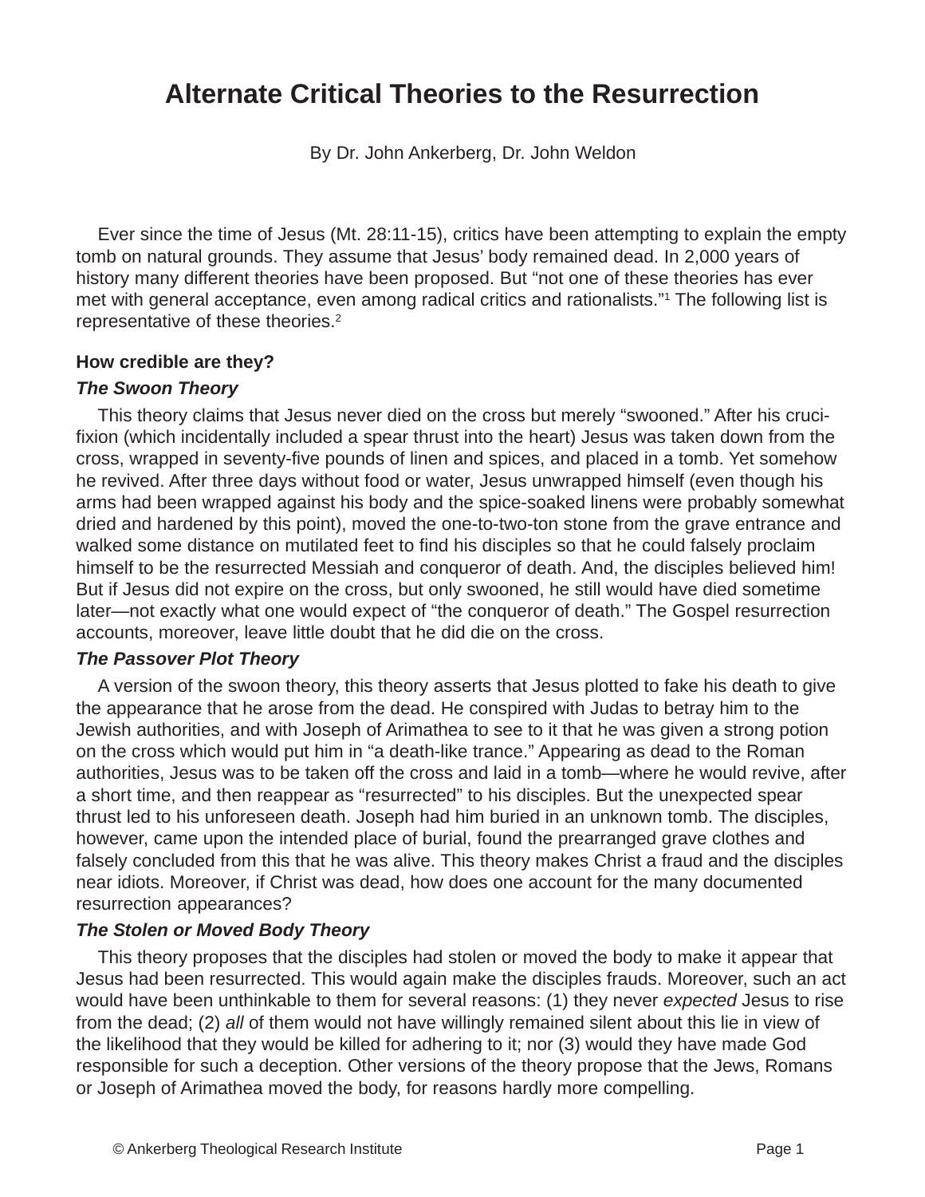# Alternate Critical Theories to the Resurrection

By Dr. John Ankerberg, Dr. John Weldon

Ever since the time of Jesus (Mt. 28:11-15), critics have been attempting to explain the empty tomb on natural grounds. They assume that Jesus' body remained dead. In 2,000 years of history many different theories have been proposed. But "not one of these theories has ever met with general acceptance, even among radical critics and rationalists."[1] The following list is representative of these theories.[2]

**How credible are they?**

***The Swoon Theory***

This theory claims that Jesus never died on the cross but merely "swooned." After his crucifixion (which incidentally included a spear thrust into the heart) Jesus was taken down from the cross, wrapped in seventy-five pounds of linen and spices, and placed in a tomb. Yet somehow he revived. After three days without food or water, Jesus unwrapped himself (even though his arms had been wrapped against his body and the spice-soaked linens were probably somewhat dried and hardened by this point), moved the one-to-two-ton stone from the grave entrance and walked some distance on mutilated feet to find his disciples so that he could falsely proclaim himself to be the resurrected Messiah and conqueror of death. And, the disciples believed him! But if Jesus did not expire on the cross, but only swooned, he still would have died sometime later—not exactly what one would expect of "the conqueror of death." The Gospel resurrection accounts, moreover, leave little doubt that he did die on the cross.

***The Passover Plot Theory***

A version of the swoon theory, this theory asserts that Jesus plotted to fake his death to give the appearance that he arose from the dead. He conspired with Judas to betray him to the Jewish authorities, and with Joseph of Arimathea to see to it that he was given a strong potion on the cross which would put him in "a death-like trance." Appearing as dead to the Roman authorities, Jesus was to be taken off the cross and laid in a tomb—where he would revive, after a short time, and then reappear as "resurrected" to his disciples. But the unexpected spear thrust led to his unforeseen death. Joseph had him buried in an unknown tomb. The disciples, however, came upon the intended place of burial, found the prearranged grave clothes and falsely concluded from this that he was alive. This theory makes Christ a fraud and the disciples near idiots. Moreover, if Christ was dead, how does one account for the many documented resurrection appearances?

***The Stolen or Moved Body Theory***

This theory proposes that the disciples had stolen or moved the body to make it appear that Jesus had been resurrected. This would again make the disciples frauds. Moreover, such an act would have been unthinkable to them for several reasons: (1) they never *expected* Jesus to rise from the dead; (2) *all* of them would not have willingly remained silent about this lie in view of the likelihood that they would be killed for adhering to it; nor (3) would they have made God responsible for such a deception. Other versions of the theory propose that the Jews, Romans or Joseph of Arimathea moved the body, for reasons hardly more compelling.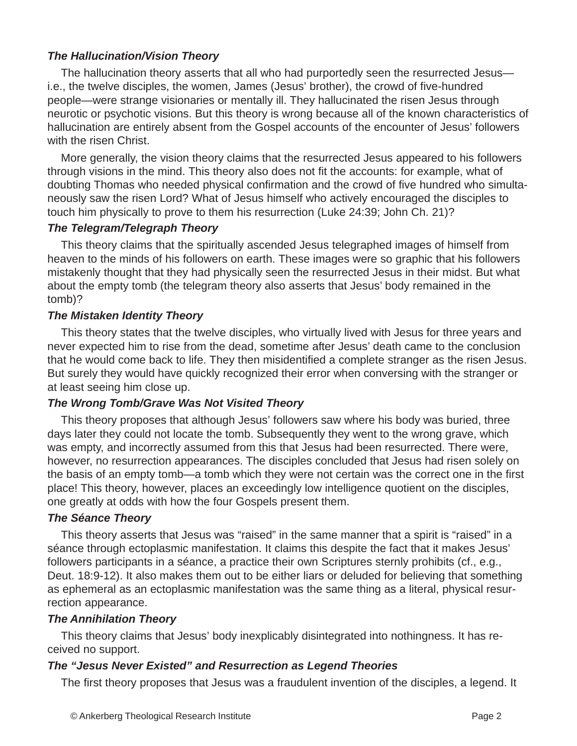### *The Hallucination/Vision Theory*

The hallucination theory asserts that all who had purportedly seen the resurrected Jesus—i.e., the twelve disciples, the women, James (Jesus' brother), the crowd of five-hundred people—were strange visionaries or mentally ill. They hallucinated the risen Jesus through neurotic or psychotic visions. But this theory is wrong because all of the known characteristics of hallucination are entirely absent from the Gospel accounts of the encounter of Jesus' followers with the risen Christ.

More generally, the vision theory claims that the resurrected Jesus appeared to his followers through visions in the mind. This theory also does not fit the accounts: for example, what of doubting Thomas who needed physical confirmation and the crowd of five hundred who simultaneously saw the risen Lord? What of Jesus himself who actively encouraged the disciples to touch him physically to prove to them his resurrection (Luke 24:39; John Ch. 21)?

### *The Telegram/Telegraph Theory*

This theory claims that the spiritually ascended Jesus telegraphed images of himself from heaven to the minds of his followers on earth. These images were so graphic that his followers mistakenly thought that they had physically seen the resurrected Jesus in their midst. But what about the empty tomb (the telegram theory also asserts that Jesus' body remained in the tomb)?

### *The Mistaken Identity Theory*

This theory states that the twelve disciples, who virtually lived with Jesus for three years and never expected him to rise from the dead, sometime after Jesus' death came to the conclusion that he would come back to life. They then misidentified a complete stranger as the risen Jesus. But surely they would have quickly recognized their error when conversing with the stranger or at least seeing him close up.

### *The Wrong Tomb/Grave Was Not Visited Theory*

This theory proposes that although Jesus' followers saw where his body was buried, three days later they could not locate the tomb. Subsequently they went to the wrong grave, which was empty, and incorrectly assumed from this that Jesus had been resurrected. There were, however, no resurrection appearances. The disciples concluded that Jesus had risen solely on the basis of an empty tomb—a tomb which they were not certain was the correct one in the first place! This theory, however, places an exceedingly low intelligence quotient on the disciples, one greatly at odds with how the four Gospels present them.

### *The Séance Theory*

This theory asserts that Jesus was "raised" in the same manner that a spirit is "raised" in a séance through ectoplasmic manifestation. It claims this despite the fact that it makes Jesus' followers participants in a séance, a practice their own Scriptures sternly prohibits (cf., e.g., Deut. 18:9-12). It also makes them out to be either liars or deluded for believing that something as ephemeral as an ectoplasmic manifestation was the same thing as a literal, physical resurrection appearance.

### *The Annihilation Theory*

This theory claims that Jesus' body inexplicably disintegrated into nothingness. It has received no support.

### *The "Jesus Never Existed" and Resurrection as Legend Theories*

The first theory proposes that Jesus was a fraudulent invention of the disciples, a legend. It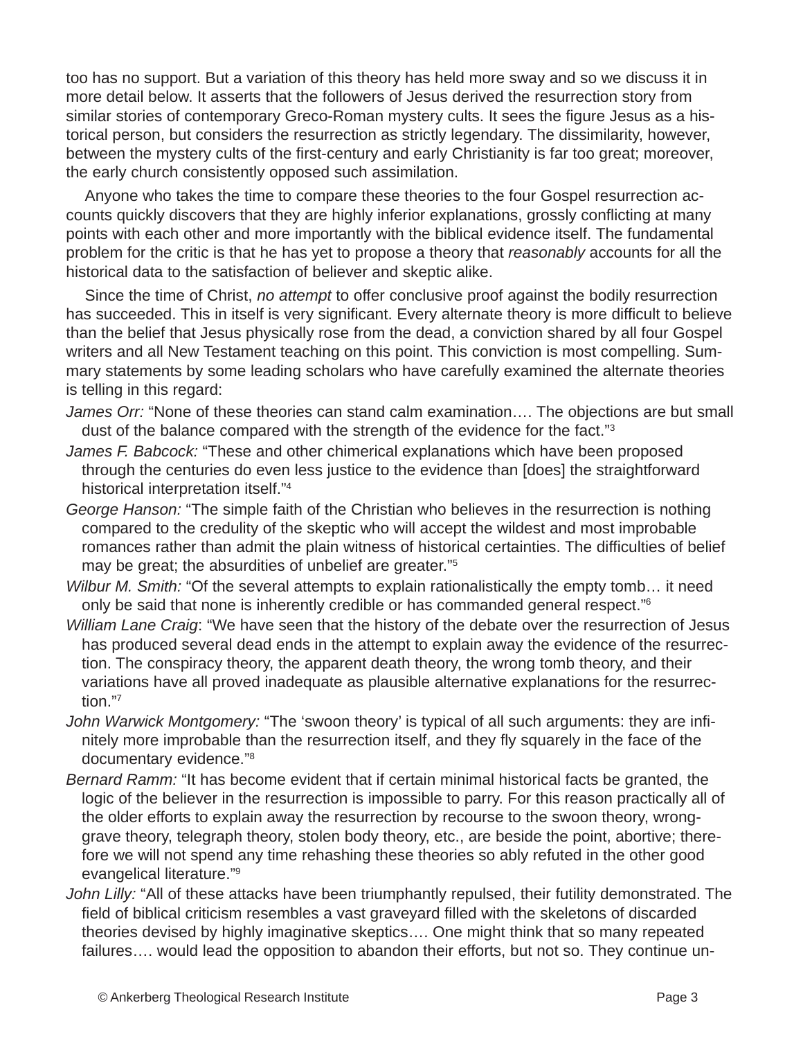too has no support. But a variation of this theory has held more sway and so we discuss it in more detail below. It asserts that the followers of Jesus derived the resurrection story from similar stories of contemporary Greco-Roman mystery cults. It sees the figure Jesus as a historical person, but considers the resurrection as strictly legendary. The dissimilarity, however, between the mystery cults of the first-century and early Christianity is far too great; moreover, the early church consistently opposed such assimilation.

Anyone who takes the time to compare these theories to the four Gospel resurrection accounts quickly discovers that they are highly inferior explanations, grossly conflicting at many points with each other and more importantly with the biblical evidence itself. The fundamental problem for the critic is that he has yet to propose a theory that *reasonably* accounts for all the historical data to the satisfaction of believer and skeptic alike.

Since the time of Christ, *no attempt* to offer conclusive proof against the bodily resurrection has succeeded. This in itself is very significant. Every alternate theory is more difficult to believe than the belief that Jesus physically rose from the dead, a conviction shared by all four Gospel writers and all New Testament teaching on this point. This conviction is most compelling. Summary statements by some leading scholars who have carefully examined the alternate theories is telling in this regard:

*James Orr:* "None of these theories can stand calm examination…. The objections are but small dust of the balance compared with the strength of the evidence for the fact."[3]

*James F. Babcock:* "These and other chimerical explanations which have been proposed through the centuries do even less justice to the evidence than [does] the straightforward historical interpretation itself."[4]

*George Hanson:* "The simple faith of the Christian who believes in the resurrection is nothing compared to the credulity of the skeptic who will accept the wildest and most improbable romances rather than admit the plain witness of historical certainties. The difficulties of belief may be great; the absurdities of unbelief are greater."[5]

*Wilbur M. Smith:* "Of the several attempts to explain rationalistically the empty tomb… it need only be said that none is inherently credible or has commanded general respect."[6]

*William Lane Craig*: "We have seen that the history of the debate over the resurrection of Jesus has produced several dead ends in the attempt to explain away the evidence of the resurrection. The conspiracy theory, the apparent death theory, the wrong tomb theory, and their variations have all proved inadequate as plausible alternative explanations for the resurrection."[7]

*John Warwick Montgomery:* "The 'swoon theory' is typical of all such arguments: they are infinitely more improbable than the resurrection itself, and they fly squarely in the face of the documentary evidence."[8]

*Bernard Ramm:* "It has become evident that if certain minimal historical facts be granted, the logic of the believer in the resurrection is impossible to parry. For this reason practically all of the older efforts to explain away the resurrection by recourse to the swoon theory, wrong-grave theory, telegraph theory, stolen body theory, etc., are beside the point, abortive; therefore we will not spend any time rehashing these theories so ably refuted in the other good evangelical literature."[9]

*John Lilly:* "All of these attacks have been triumphantly repulsed, their futility demonstrated. The field of biblical criticism resembles a vast graveyard filled with the skeletons of discarded theories devised by highly imaginative skeptics…. One might think that so many repeated failures…. would lead the opposition to abandon their efforts, but not so. They continue un-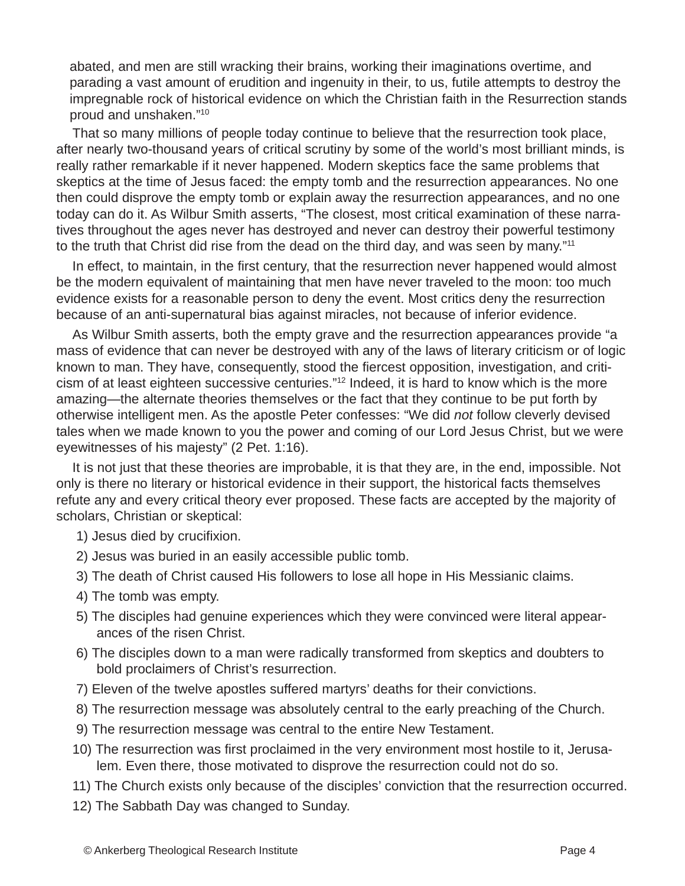abated, and men are still wracking their brains, working their imaginations overtime, and parading a vast amount of erudition and ingenuity in their, to us, futile attempts to destroy the impregnable rock of historical evidence on which the Christian faith in the Resurrection stands proud and unshaken."[10]

That so many millions of people today continue to believe that the resurrection took place, after nearly two-thousand years of critical scrutiny by some of the world's most brilliant minds, is really rather remarkable if it never happened. Modern skeptics face the same problems that skeptics at the time of Jesus faced: the empty tomb and the resurrection appearances. No one then could disprove the empty tomb or explain away the resurrection appearances, and no one today can do it. As Wilbur Smith asserts, "The closest, most critical examination of these narratives throughout the ages never has destroyed and never can destroy their powerful testimony to the truth that Christ did rise from the dead on the third day, and was seen by many."[11]

In effect, to maintain, in the first century, that the resurrection never happened would almost be the modern equivalent of maintaining that men have never traveled to the moon: too much evidence exists for a reasonable person to deny the event. Most critics deny the resurrection because of an anti-supernatural bias against miracles, not because of inferior evidence.

As Wilbur Smith asserts, both the empty grave and the resurrection appearances provide "a mass of evidence that can never be destroyed with any of the laws of literary criticism or of logic known to man. They have, consequently, stood the fiercest opposition, investigation, and criticism of at least eighteen successive centuries."[12] Indeed, it is hard to know which is the more amazing—the alternate theories themselves or the fact that they continue to be put forth by otherwise intelligent men. As the apostle Peter confesses: "We did *not* follow cleverly devised tales when we made known to you the power and coming of our Lord Jesus Christ, but we were eyewitnesses of his majesty" (2 Pet. 1:16).

It is not just that these theories are improbable, it is that they are, in the end, impossible. Not only is there no literary or historical evidence in their support, the historical facts themselves refute any and every critical theory ever proposed. These facts are accepted by the majority of scholars, Christian or skeptical:

1) Jesus died by crucifixion.
2) Jesus was buried in an easily accessible public tomb.
3) The death of Christ caused His followers to lose all hope in His Messianic claims.
4) The tomb was empty.
5) The disciples had genuine experiences which they were convinced were literal appearances of the risen Christ.
6) The disciples down to a man were radically transformed from skeptics and doubters to bold proclaimers of Christ's resurrection.
7) Eleven of the twelve apostles suffered martyrs' deaths for their convictions.
8) The resurrection message was absolutely central to the early preaching of the Church.
9) The resurrection message was central to the entire New Testament.
10) The resurrection was first proclaimed in the very environment most hostile to it, Jerusalem. Even there, those motivated to disprove the resurrection could not do so.
11) The Church exists only because of the disciples' conviction that the resurrection occurred.
12) The Sabbath Day was changed to Sunday.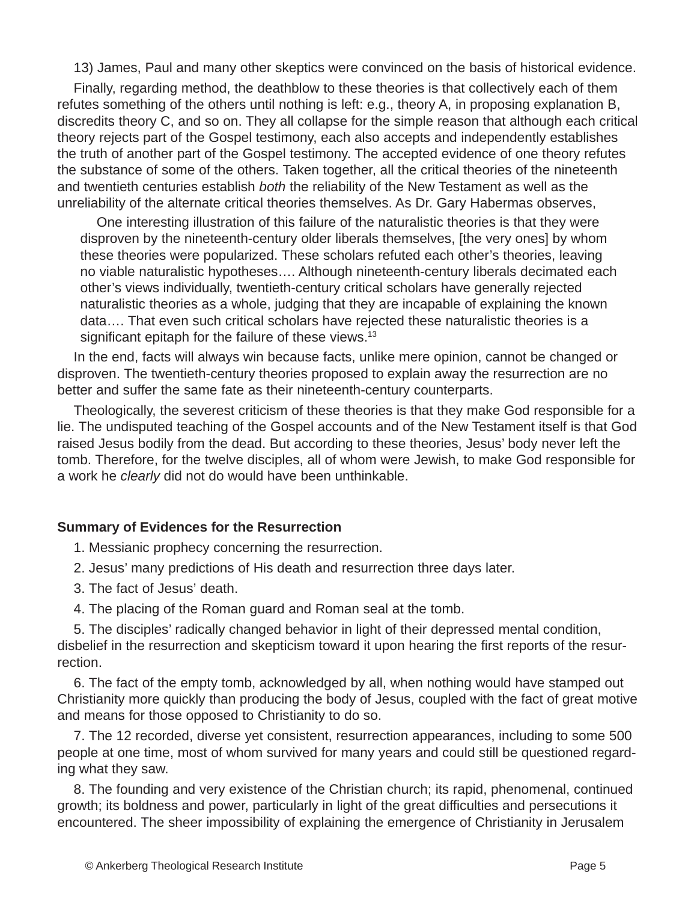13) James, Paul and many other skeptics were convinced on the basis of historical evidence.

Finally, regarding method, the deathblow to these theories is that collectively each of them refutes something of the others until nothing is left: e.g., theory A, in proposing explanation B, discredits theory C, and so on. They all collapse for the simple reason that although each critical theory rejects part of the Gospel testimony, each also accepts and independently establishes the truth of another part of the Gospel testimony. The accepted evidence of one theory refutes the substance of some of the others. Taken together, all the critical theories of the nineteenth and twentieth centuries establish *both* the reliability of the New Testament as well as the unreliability of the alternate critical theories themselves. As Dr. Gary Habermas observes,

> One interesting illustration of this failure of the naturalistic theories is that they were disproven by the nineteenth-century older liberals themselves, [the very ones] by whom these theories were popularized. These scholars refuted each other's theories, leaving no viable naturalistic hypotheses…. Although nineteenth-century liberals decimated each other's views individually, twentieth-century critical scholars have generally rejected naturalistic theories as a whole, judging that they are incapable of explaining the known data…. That even such critical scholars have rejected these naturalistic theories is a significant epitaph for the failure of these views.[13]

In the end, facts will always win because facts, unlike mere opinion, cannot be changed or disproven. The twentieth-century theories proposed to explain away the resurrection are no better and suffer the same fate as their nineteenth-century counterparts.

Theologically, the severest criticism of these theories is that they make God responsible for a lie. The undisputed teaching of the Gospel accounts and of the New Testament itself is that God raised Jesus bodily from the dead. But according to these theories, Jesus' body never left the tomb. Therefore, for the twelve disciples, all of whom were Jewish, to make God responsible for a work he *clearly* did not do would have been unthinkable.

**Summary of Evidences for the Resurrection**

1. Messianic prophecy concerning the resurrection.

2. Jesus' many predictions of His death and resurrection three days later.

3. The fact of Jesus' death.

4. The placing of the Roman guard and Roman seal at the tomb.

5. The disciples' radically changed behavior in light of their depressed mental condition, disbelief in the resurrection and skepticism toward it upon hearing the first reports of the resurrection.

6. The fact of the empty tomb, acknowledged by all, when nothing would have stamped out Christianity more quickly than producing the body of Jesus, coupled with the fact of great motive and means for those opposed to Christianity to do so.

7. The 12 recorded, diverse yet consistent, resurrection appearances, including to some 500 people at one time, most of whom survived for many years and could still be questioned regarding what they saw.

8. The founding and very existence of the Christian church; its rapid, phenomenal, continued growth; its boldness and power, particularly in light of the great difficulties and persecutions it encountered. The sheer impossibility of explaining the emergence of Christianity in Jerusalem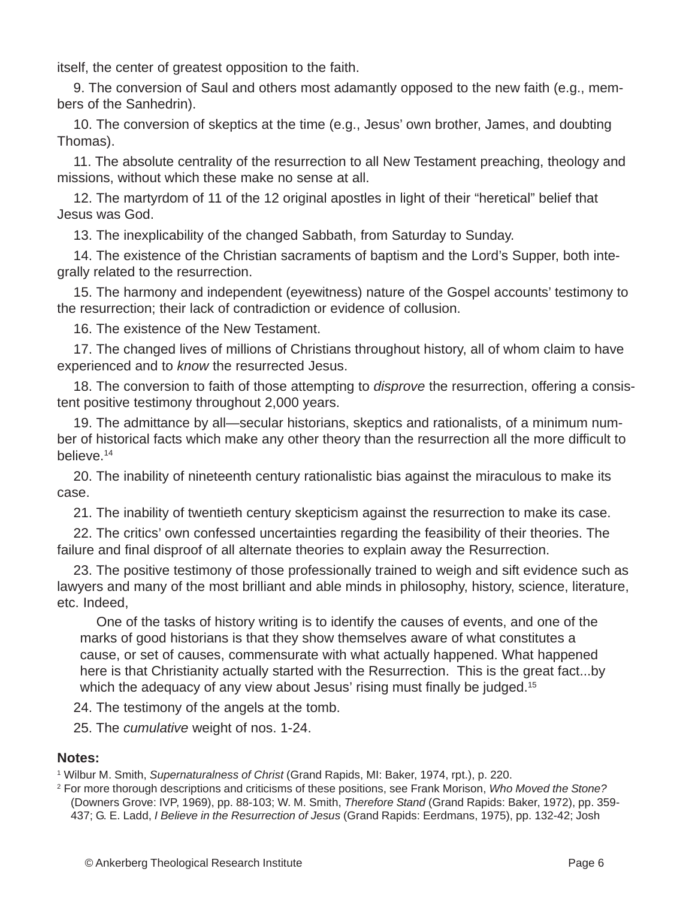itself, the center of greatest opposition to the faith.

9. The conversion of Saul and others most adamantly opposed to the new faith (e.g., members of the Sanhedrin).

10. The conversion of skeptics at the time (e.g., Jesus' own brother, James, and doubting Thomas).

11. The absolute centrality of the resurrection to all New Testament preaching, theology and missions, without which these make no sense at all.

12. The martyrdom of 11 of the 12 original apostles in light of their "heretical" belief that Jesus was God.

13. The inexplicability of the changed Sabbath, from Saturday to Sunday.

14. The existence of the Christian sacraments of baptism and the Lord's Supper, both integrally related to the resurrection.

15. The harmony and independent (eyewitness) nature of the Gospel accounts' testimony to the resurrection; their lack of contradiction or evidence of collusion.

16. The existence of the New Testament.

17. The changed lives of millions of Christians throughout history, all of whom claim to have experienced and to *know* the resurrected Jesus.

18. The conversion to faith of those attempting to *disprove* the resurrection, offering a consistent positive testimony throughout 2,000 years.

19. The admittance by all—secular historians, skeptics and rationalists, of a minimum number of historical facts which make any other theory than the resurrection all the more difficult to believe.[14]

20. The inability of nineteenth century rationalistic bias against the miraculous to make its case.

21. The inability of twentieth century skepticism against the resurrection to make its case.

22. The critics' own confessed uncertainties regarding the feasibility of their theories. The failure and final disproof of all alternate theories to explain away the Resurrection.

23. The positive testimony of those professionally trained to weigh and sift evidence such as lawyers and many of the most brilliant and able minds in philosophy, history, science, literature, etc. Indeed,

> One of the tasks of history writing is to identify the causes of events, and one of the marks of good historians is that they show themselves aware of what constitutes a cause, or set of causes, commensurate with what actually happened. What happened here is that Christianity actually started with the Resurrection. This is the great fact...by which the adequacy of any view about Jesus' rising must finally be judged.[15]

24. The testimony of the angels at the tomb.

25. The *cumulative* weight of nos. 1-24.

**Notes:**

[1] Wilbur M. Smith, *Supernaturalness of Christ* (Grand Rapids, MI: Baker, 1974, rpt.), p. 220.

[2] For more thorough descriptions and criticisms of these positions, see Frank Morison, *Who Moved the Stone?* (Downers Grove: IVP, 1969), pp. 88-103; W. M. Smith, *Therefore Stand* (Grand Rapids: Baker, 1972), pp. 359-437; G. E. Ladd, *I Believe in the Resurrection of Jesus* (Grand Rapids: Eerdmans, 1975), pp. 132-42; Josh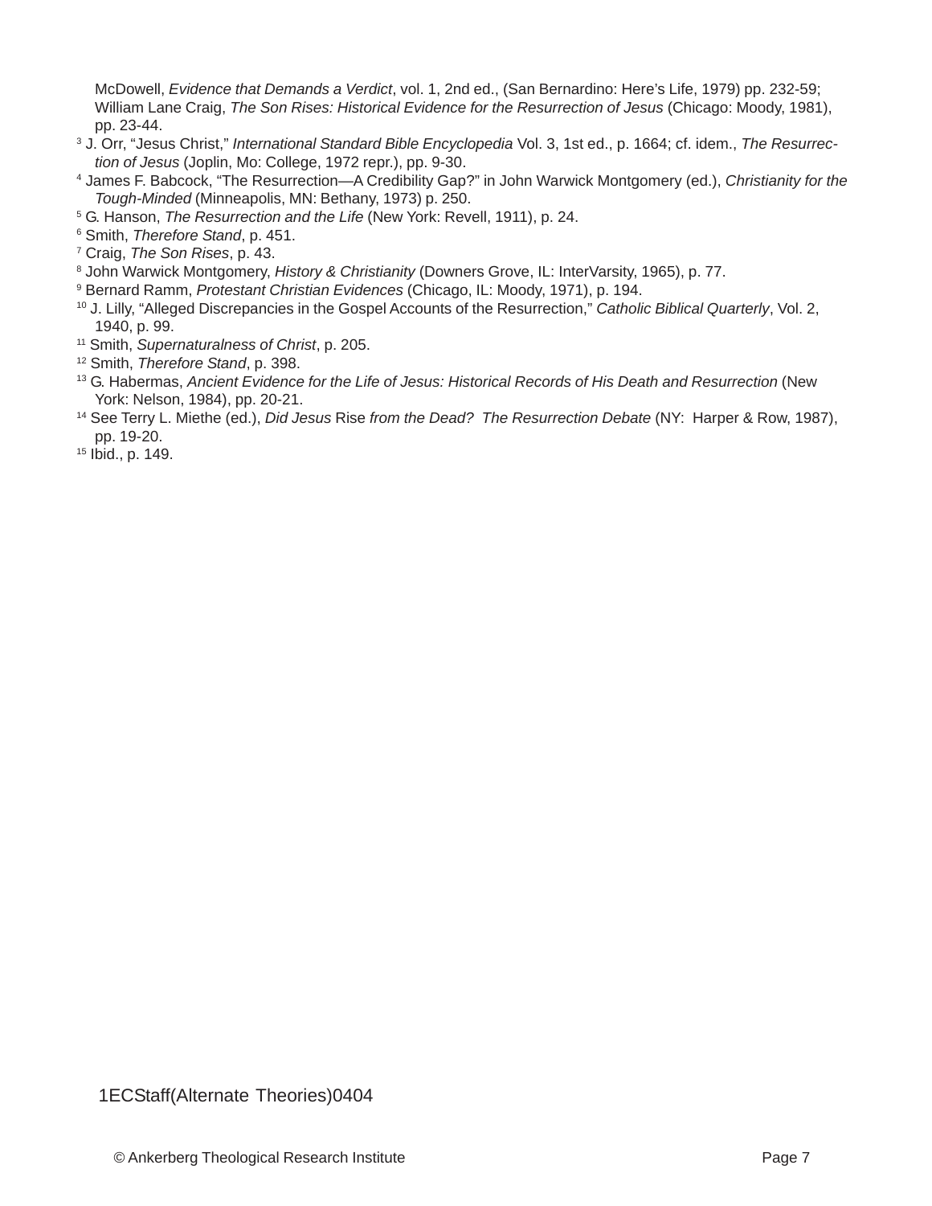McDowell, *Evidence that Demands a Verdict*, vol. 1, 2nd ed., (San Bernardino: Here's Life, 1979) pp. 232-59; William Lane Craig, *The Son Rises: Historical Evidence for the Resurrection of Jesus* (Chicago: Moody, 1981), pp. 23-44.

[3] J. Orr, "Jesus Christ," *International Standard Bible Encyclopedia* Vol. 3, 1st ed., p. 1664; cf. idem., *The Resurrection of Jesus* (Joplin, Mo: College, 1972 repr.), pp. 9-30.

[4] James F. Babcock, "The Resurrection—A Credibility Gap?" in John Warwick Montgomery (ed.), *Christianity for the Tough-Minded* (Minneapolis, MN: Bethany, 1973) p. 250.

[5] G. Hanson, *The Resurrection and the Life* (New York: Revell, 1911), p. 24.

[6] Smith, *Therefore Stand*, p. 451.

[7] Craig, *The Son Rises*, p. 43.

[8] John Warwick Montgomery, *History & Christianity* (Downers Grove, IL: InterVarsity, 1965), p. 77.

[9] Bernard Ramm, *Protestant Christian Evidences* (Chicago, IL: Moody, 1971), p. 194.

[10] J. Lilly, "Alleged Discrepancies in the Gospel Accounts of the Resurrection," *Catholic Biblical Quarterly*, Vol. 2, 1940, p. 99.

[11] Smith, *Supernaturalness of Christ*, p. 205.

[12] Smith, *Therefore Stand*, p. 398.

[13] G. Habermas, *Ancient Evidence for the Life of Jesus: Historical Records of His Death and Resurrection* (New York: Nelson, 1984), pp. 20-21.

[14] See Terry L. Miethe (ed.), *Did Jesus* Rise *from the Dead? The Resurrection Debate* (NY: Harper & Row, 1987), pp. 19-20.

[15] Ibid., p. 149.

1ECStaff(Alternate Theories)0404